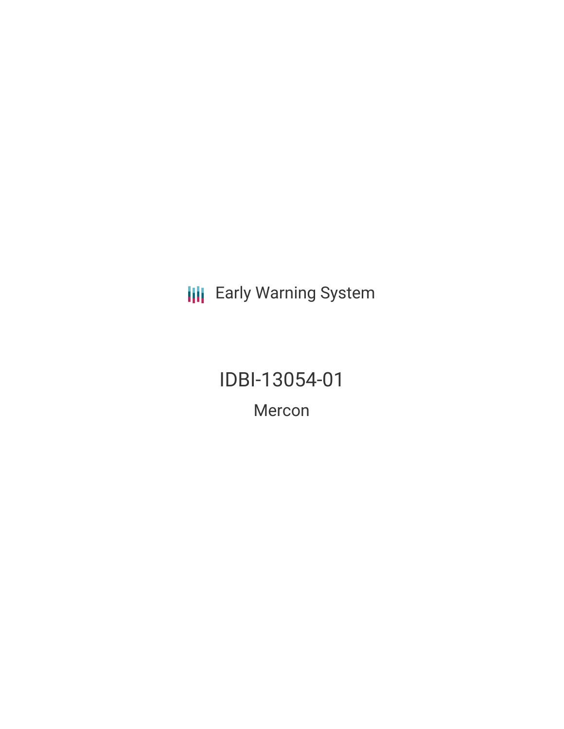Early Warning System

# IDBI-13054-01

## Mercon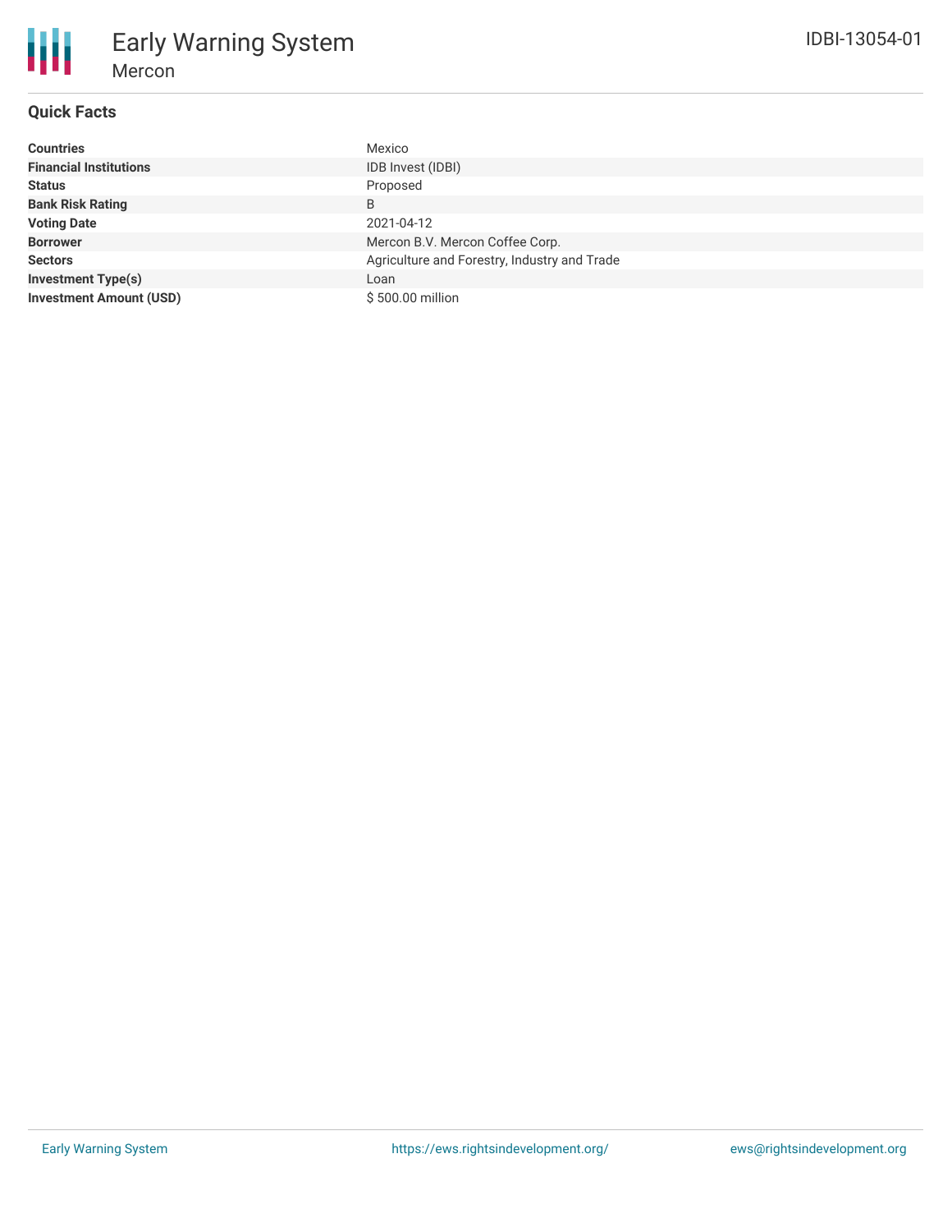# Early Warning System

## Mercon

IDBI-13054-01

### Quick Facts

| | |
|---|---|
| **Countries** | Mexico |
| **Financial Institutions** | IDB Invest (IDBI) |
| **Status** | Proposed |
| **Bank Risk Rating** | B |
| **Voting Date** | 2021-04-12 |
| **Borrower** | Mercon B.V. Mercon Coffee Corp. |
| **Sectors** | Agriculture and Forestry, Industry and Trade |
| **Investment Type(s)** | Loan |
| **Investment Amount (USD)** | $ 500.00 million |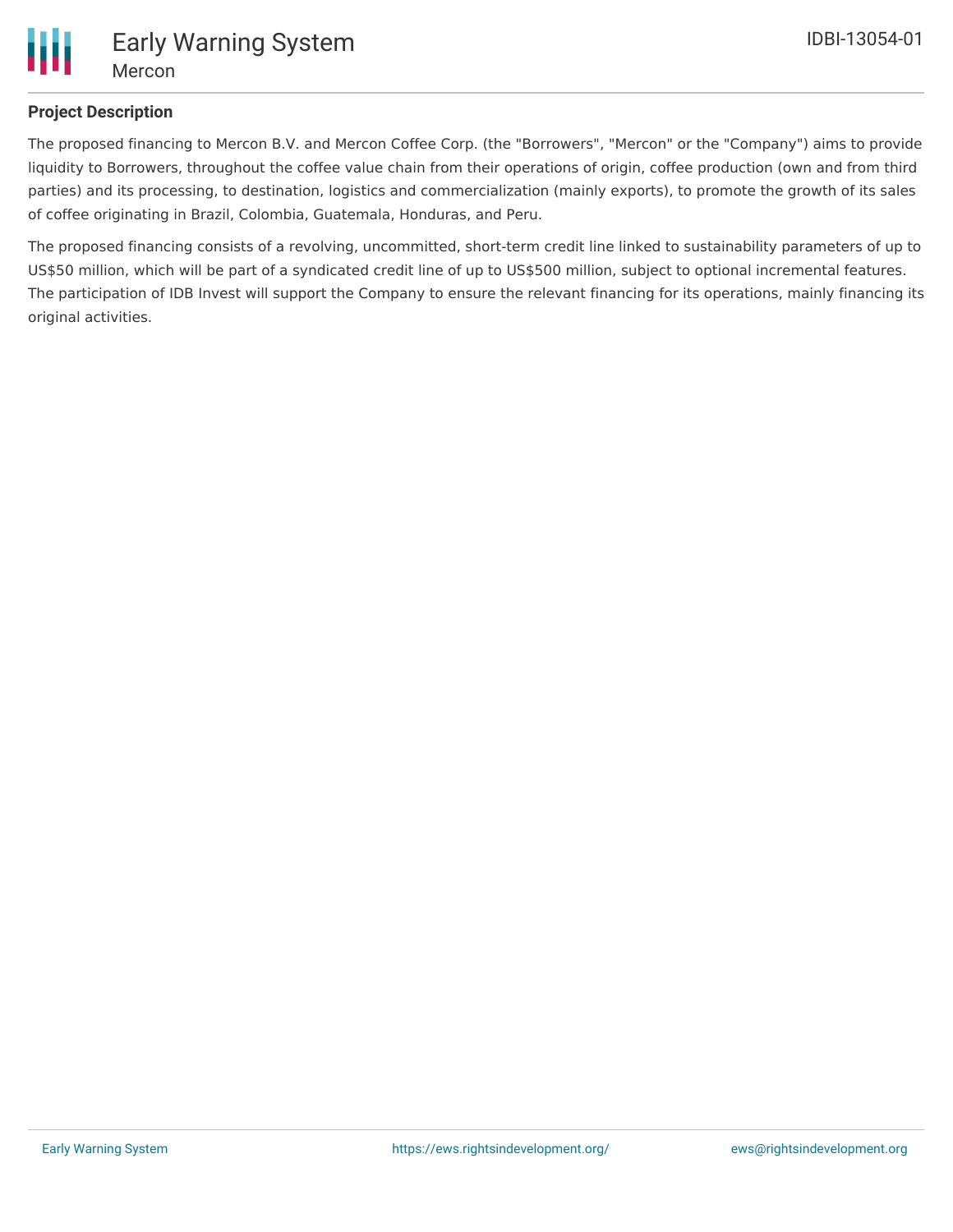**Project Description**

The proposed financing to Mercon B.V. and Mercon Coffee Corp. (the "Borrowers", "Mercon" or the "Company") aims to provide liquidity to Borrowers, throughout the coffee value chain from their operations of origin, coffee production (own and from third parties) and its processing, to destination, logistics and commercialization (mainly exports), to promote the growth of its sales of coffee originating in Brazil, Colombia, Guatemala, Honduras, and Peru.

The proposed financing consists of a revolving, uncommitted, short-term credit line linked to sustainability parameters of up to US$50 million, which will be part of a syndicated credit line of up to US$500 million, subject to optional incremental features. The participation of IDB Invest will support the Company to ensure the relevant financing for its operations, mainly financing its original activities.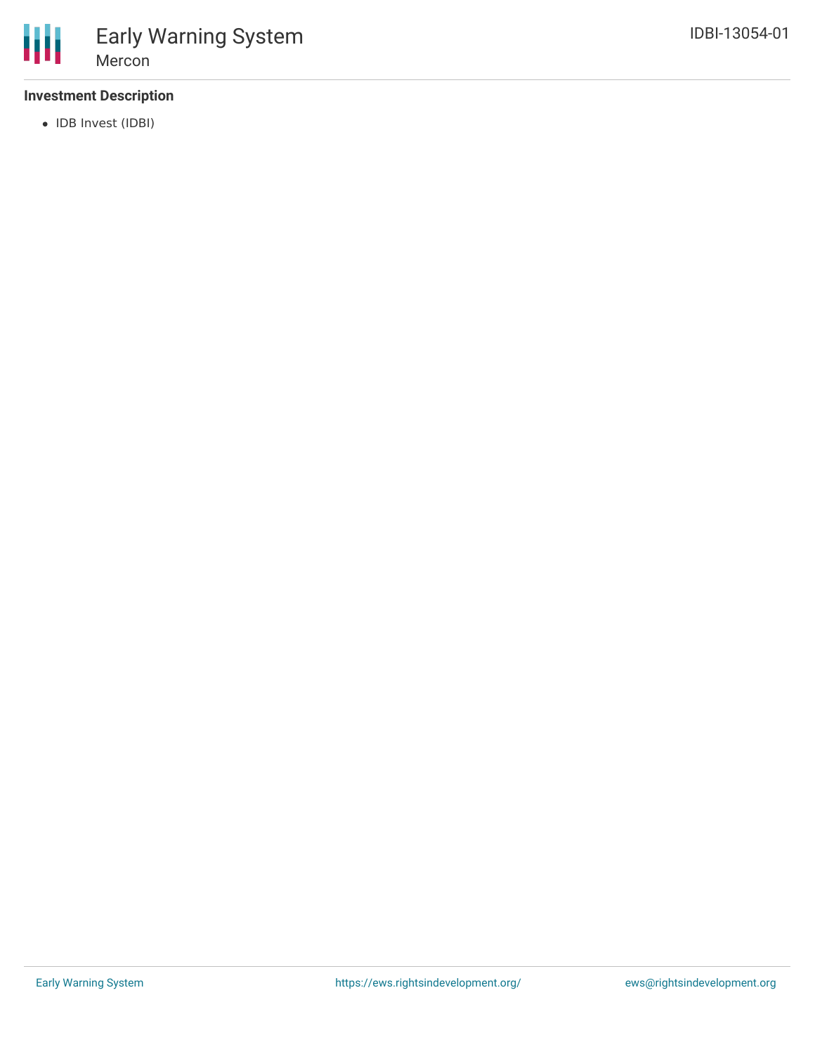### Investment Description

- IDB Invest (IDBI)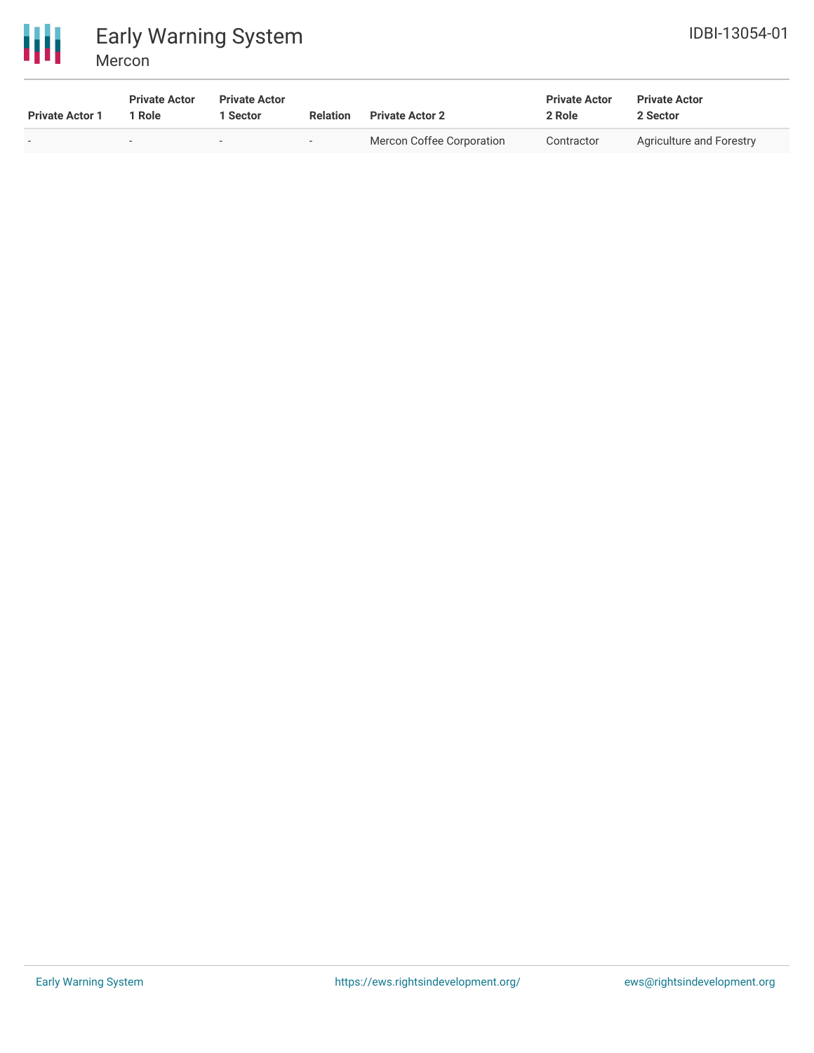| Private Actor 1 | Private Actor 1 Role | Private Actor 1 Sector | Relation | Private Actor 2 | Private Actor 2 Role | Private Actor 2 Sector |
|---|---|---|---|---|---|---|
| - | - | - | - | Mercon Coffee Corporation | Contractor | Agriculture and Forestry |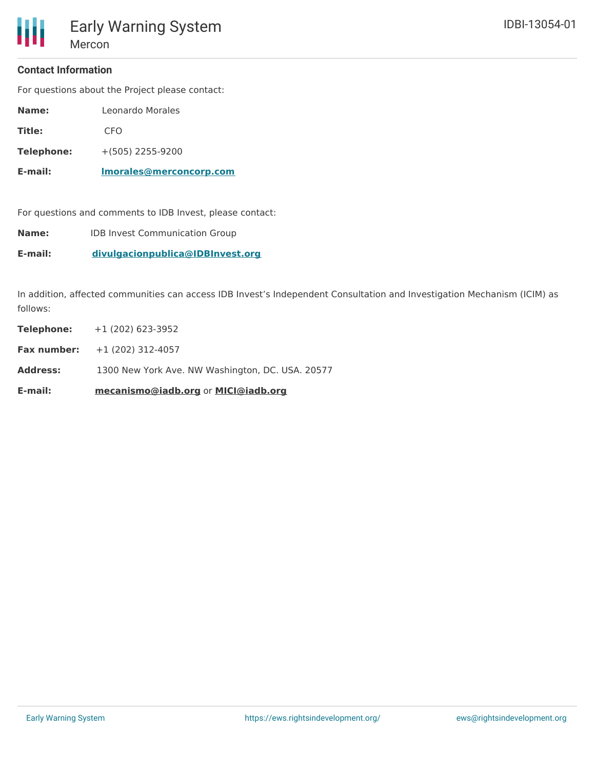### Contact Information

For questions about the Project please contact:

**Name:** Leonardo Morales

**Title:** CFO

**Telephone:** +(505) 2255-9200

**E-mail:** **lmorales@merconcorp.com**

For questions and comments to IDB Invest, please contact:

**Name:** IDB Invest Communication Group

**E-mail:** **divulgacionpublica@IDBInvest.org**

In addition, affected communities can access IDB Invest's Independent Consultation and Investigation Mechanism (ICIM) as follows:

**Telephone:** +1 (202) 623-3952

**Fax number:** +1 (202) 312-4057

**Address:** 1300 New York Ave. NW Washington, DC. USA. 20577

**E-mail:** **mecanismo@iadb.org** or **MICI@iadb.org**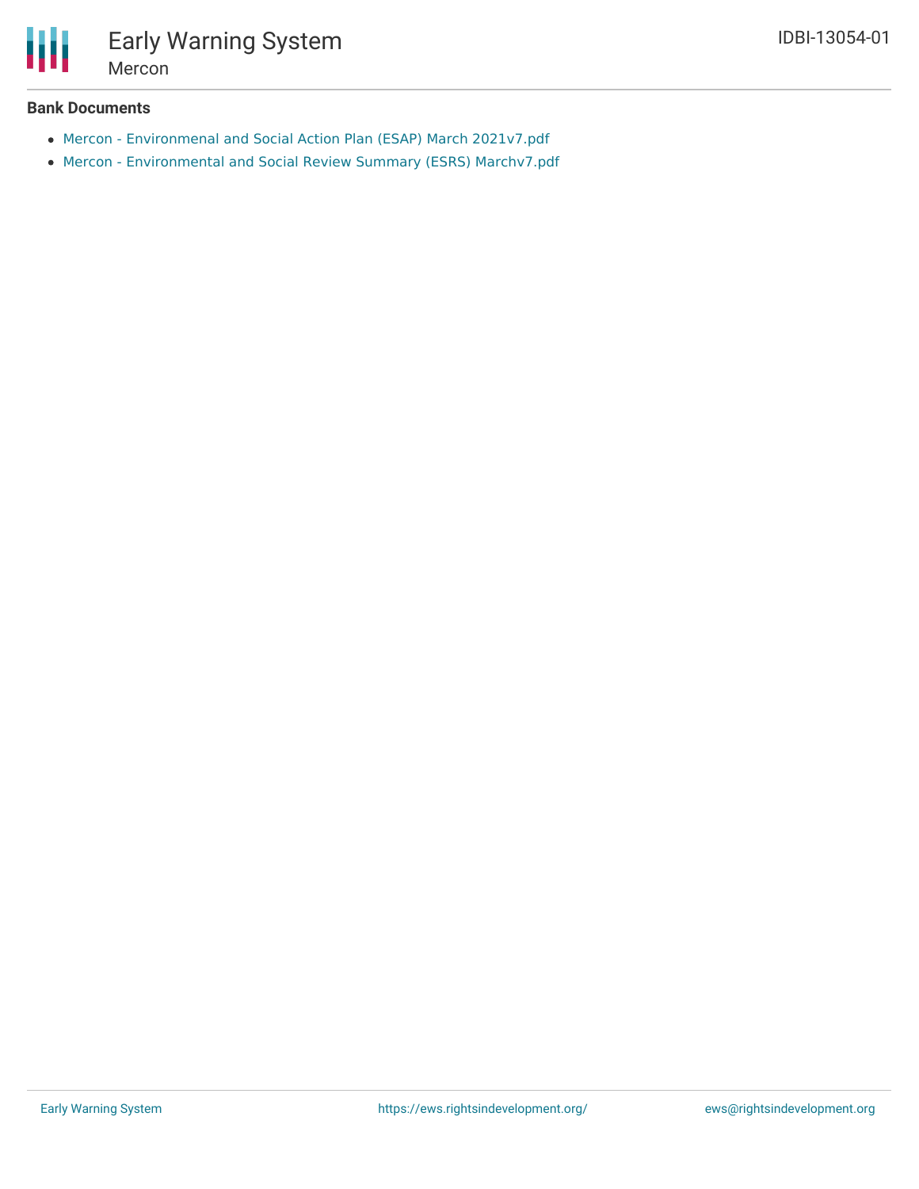**Bank Documents**

- Mercon - Environmenal and Social Action Plan (ESAP) March 2021v7.pdf
- Mercon - Environmental and Social Review Summary (ESRS) Marchv7.pdf